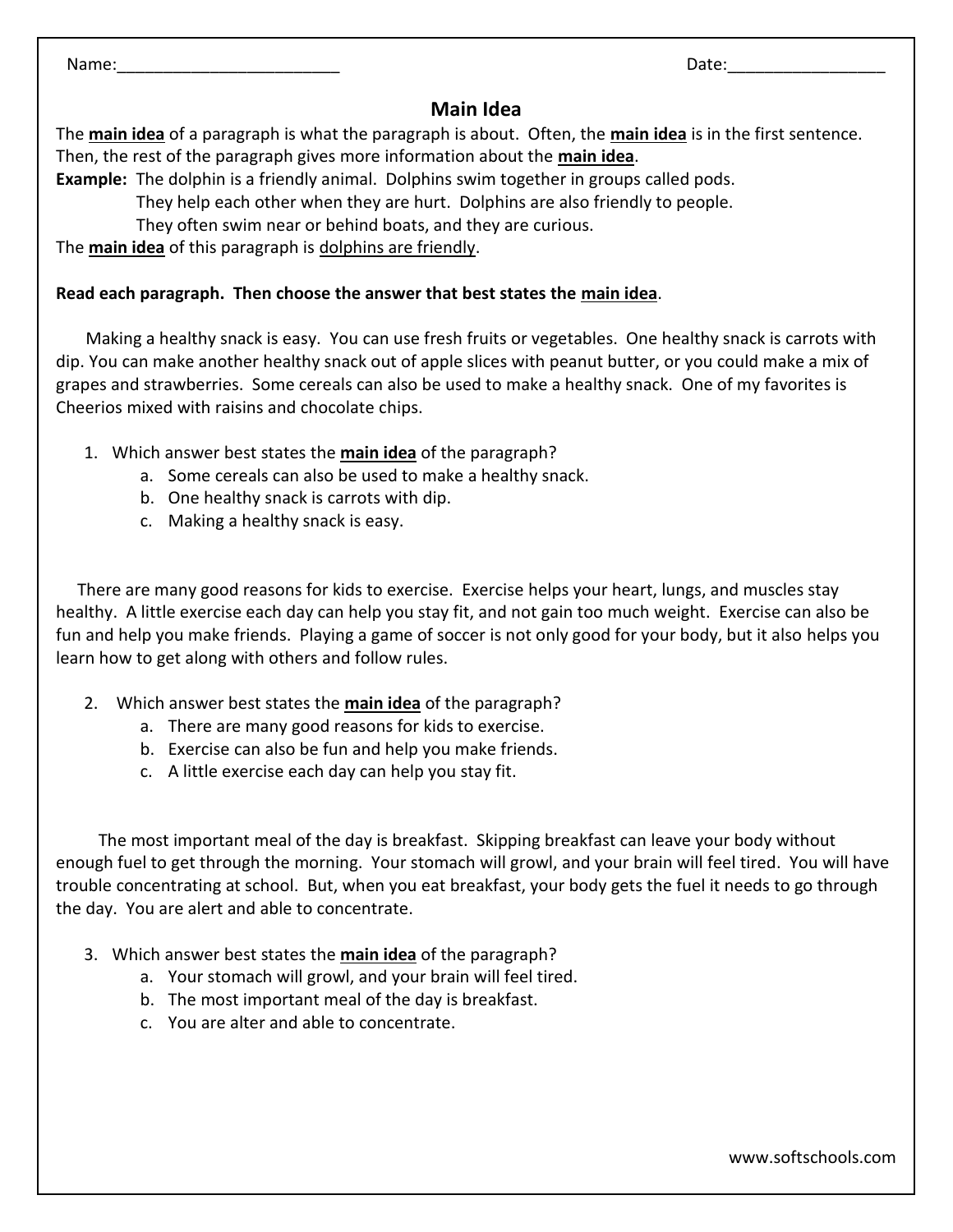Name:________________________ Date:_________________

# Main Idea

The **main idea** of a paragraph is what the paragraph is about. Often, the **main idea** is in the first sentence. Then, the rest of the paragraph gives more information about the **main idea**.

**Example:** The dolphin is a friendly animal. Dolphins swim together in groups called pods. They help each other when they are hurt. Dolphins are also friendly to people. They often swim near or behind boats, and they are curious.

The **main idea** of this paragraph is dolphins are friendly.

**Read each paragraph. Then choose the answer that best states the main idea.**

Making a healthy snack is easy. You can use fresh fruits or vegetables. One healthy snack is carrots with dip. You can make another healthy snack out of apple slices with peanut butter, or you could make a mix of grapes and strawberries. Some cereals can also be used to make a healthy snack. One of my favorites is Cheerios mixed with raisins and chocolate chips.

1. Which answer best states the **main idea** of the paragraph?
   a. Some cereals can also be used to make a healthy snack.
   b. One healthy snack is carrots with dip.
   c. Making a healthy snack is easy.

There are many good reasons for kids to exercise. Exercise helps your heart, lungs, and muscles stay healthy. A little exercise each day can help you stay fit, and not gain too much weight. Exercise can also be fun and help you make friends. Playing a game of soccer is not only good for your body, but it also helps you learn how to get along with others and follow rules.

2. Which answer best states the **main idea** of the paragraph?
   a. There are many good reasons for kids to exercise.
   b. Exercise can also be fun and help you make friends.
   c. A little exercise each day can help you stay fit.

The most important meal of the day is breakfast. Skipping breakfast can leave your body without enough fuel to get through the morning. Your stomach will growl, and your brain will feel tired. You will have trouble concentrating at school. But, when you eat breakfast, your body gets the fuel it needs to go through the day. You are alert and able to concentrate.

3. Which answer best states the **main idea** of the paragraph?
   a. Your stomach will growl, and your brain will feel tired.
   b. The most important meal of the day is breakfast.
   c. You are alter and able to concentrate.

www.softschools.com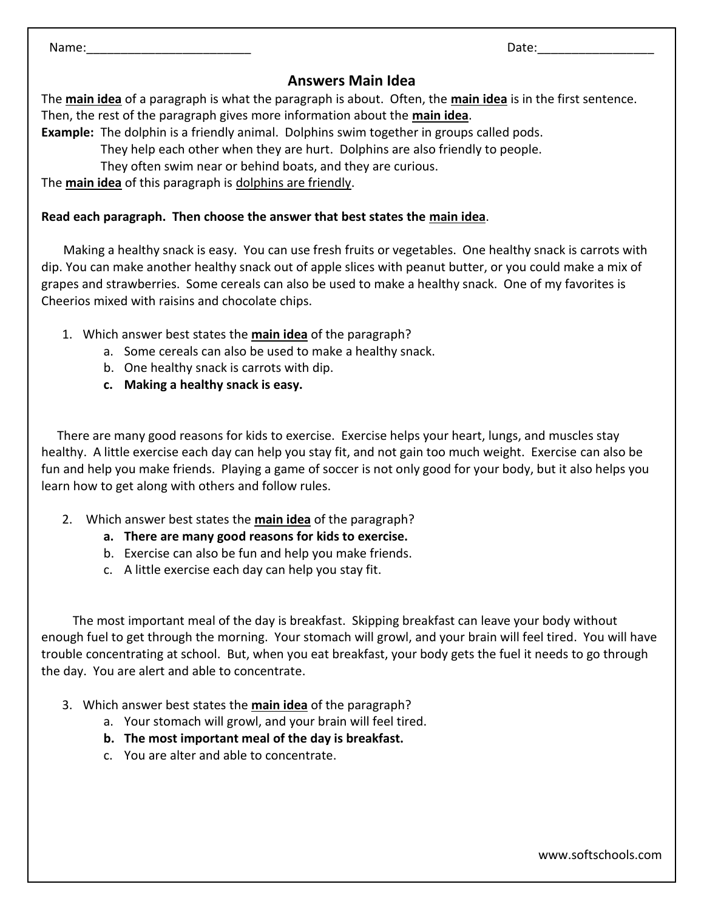Name:_________________________ Date:_________________

## Answers Main Idea

The **main idea** of a paragraph is what the paragraph is about. Often, the **main idea** is in the first sentence. Then, the rest of the paragraph gives more information about the **main idea**.

**Example:** The dolphin is a friendly animal. Dolphins swim together in groups called pods. They help each other when they are hurt. Dolphins are also friendly to people. They often swim near or behind boats, and they are curious.

The **main idea** of this paragraph is dolphins are friendly.

**Read each paragraph. Then choose the answer that best states the main idea.**

Making a healthy snack is easy. You can use fresh fruits or vegetables. One healthy snack is carrots with dip. You can make another healthy snack out of apple slices with peanut butter, or you could make a mix of grapes and strawberries. Some cereals can also be used to make a healthy snack. One of my favorites is Cheerios mixed with raisins and chocolate chips.

1. Which answer best states the **main idea** of the paragraph?
   a. Some cereals can also be used to make a healthy snack.
   b. One healthy snack is carrots with dip.
   **c. Making a healthy snack is easy.**

There are many good reasons for kids to exercise. Exercise helps your heart, lungs, and muscles stay healthy. A little exercise each day can help you stay fit, and not gain too much weight. Exercise can also be fun and help you make friends. Playing a game of soccer is not only good for your body, but it also helps you learn how to get along with others and follow rules.

2. Which answer best states the **main idea** of the paragraph?
   **a. There are many good reasons for kids to exercise.**
   b. Exercise can also be fun and help you make friends.
   c. A little exercise each day can help you stay fit.

The most important meal of the day is breakfast. Skipping breakfast can leave your body without enough fuel to get through the morning. Your stomach will growl, and your brain will feel tired. You will have trouble concentrating at school. But, when you eat breakfast, your body gets the fuel it needs to go through the day. You are alert and able to concentrate.

3. Which answer best states the **main idea** of the paragraph?
   a. Your stomach will growl, and your brain will feel tired.
   **b. The most important meal of the day is breakfast.**
   c. You are alter and able to concentrate.

www.softschools.com